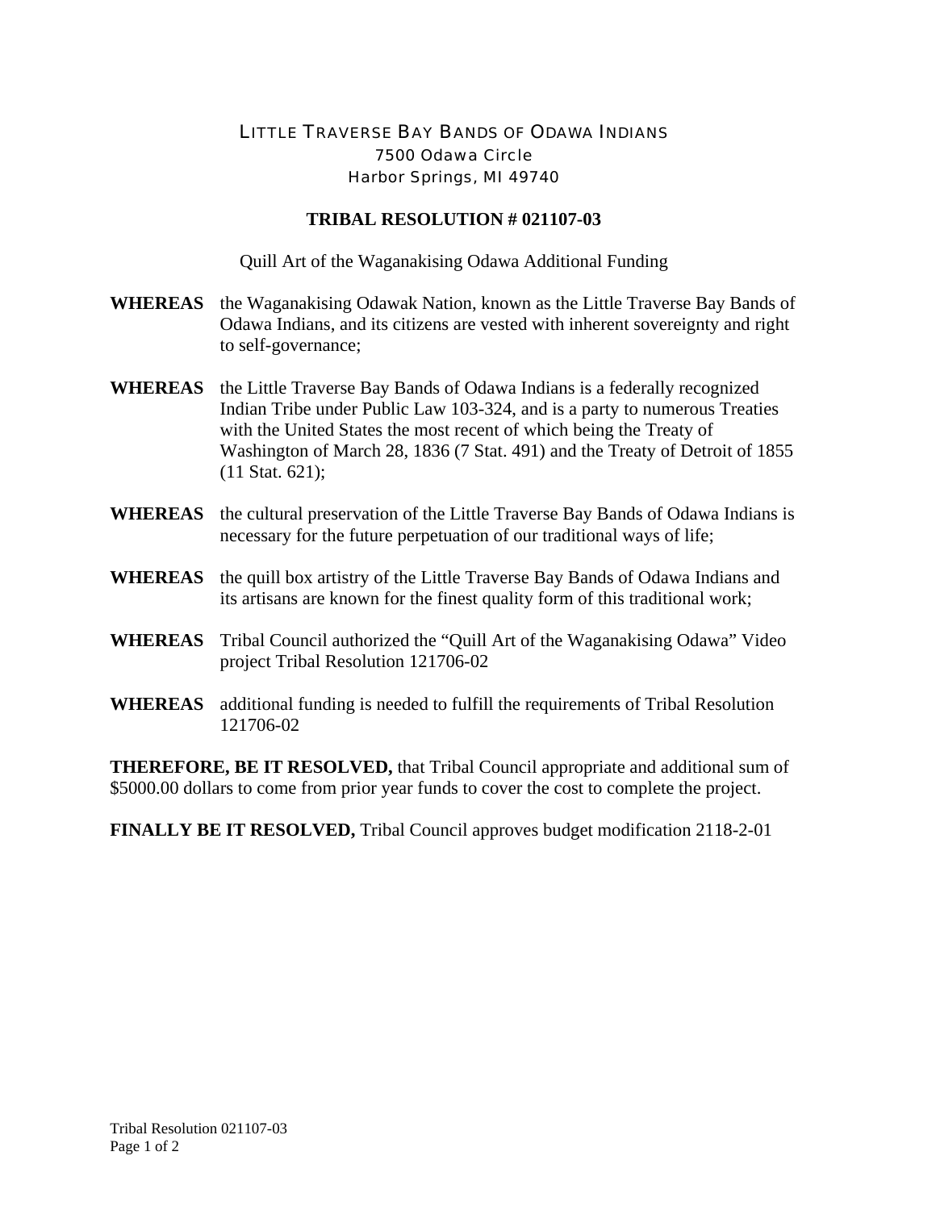LITTLE TRAVERSE BAY BANDS OF ODAWA INDIANS
7500 Odawa Circle
Harbor Springs, MI 49740

**TRIBAL RESOLUTION # 021107-03**

Quill Art of the Waganakising Odawa Additional Funding

**WHEREAS** the Waganakising Odawak Nation, known as the Little Traverse Bay Bands of Odawa Indians, and its citizens are vested with inherent sovereignty and right to self-governance;

**WHEREAS** the Little Traverse Bay Bands of Odawa Indians is a federally recognized Indian Tribe under Public Law 103-324, and is a party to numerous Treaties with the United States the most recent of which being the Treaty of Washington of March 28, 1836 (7 Stat. 491) and the Treaty of Detroit of 1855 (11 Stat. 621);

**WHEREAS** the cultural preservation of the Little Traverse Bay Bands of Odawa Indians is necessary for the future perpetuation of our traditional ways of life;

**WHEREAS** the quill box artistry of the Little Traverse Bay Bands of Odawa Indians and its artisans are known for the finest quality form of this traditional work;

**WHEREAS** Tribal Council authorized the "Quill Art of the Waganakising Odawa" Video project Tribal Resolution 121706-02

**WHEREAS** additional funding is needed to fulfill the requirements of Tribal Resolution 121706-02

**THEREFORE, BE IT RESOLVED,** that Tribal Council appropriate and additional sum of $5000.00 dollars to come from prior year funds to cover the cost to complete the project.

**FINALLY BE IT RESOLVED,** Tribal Council approves budget modification 2118-2-01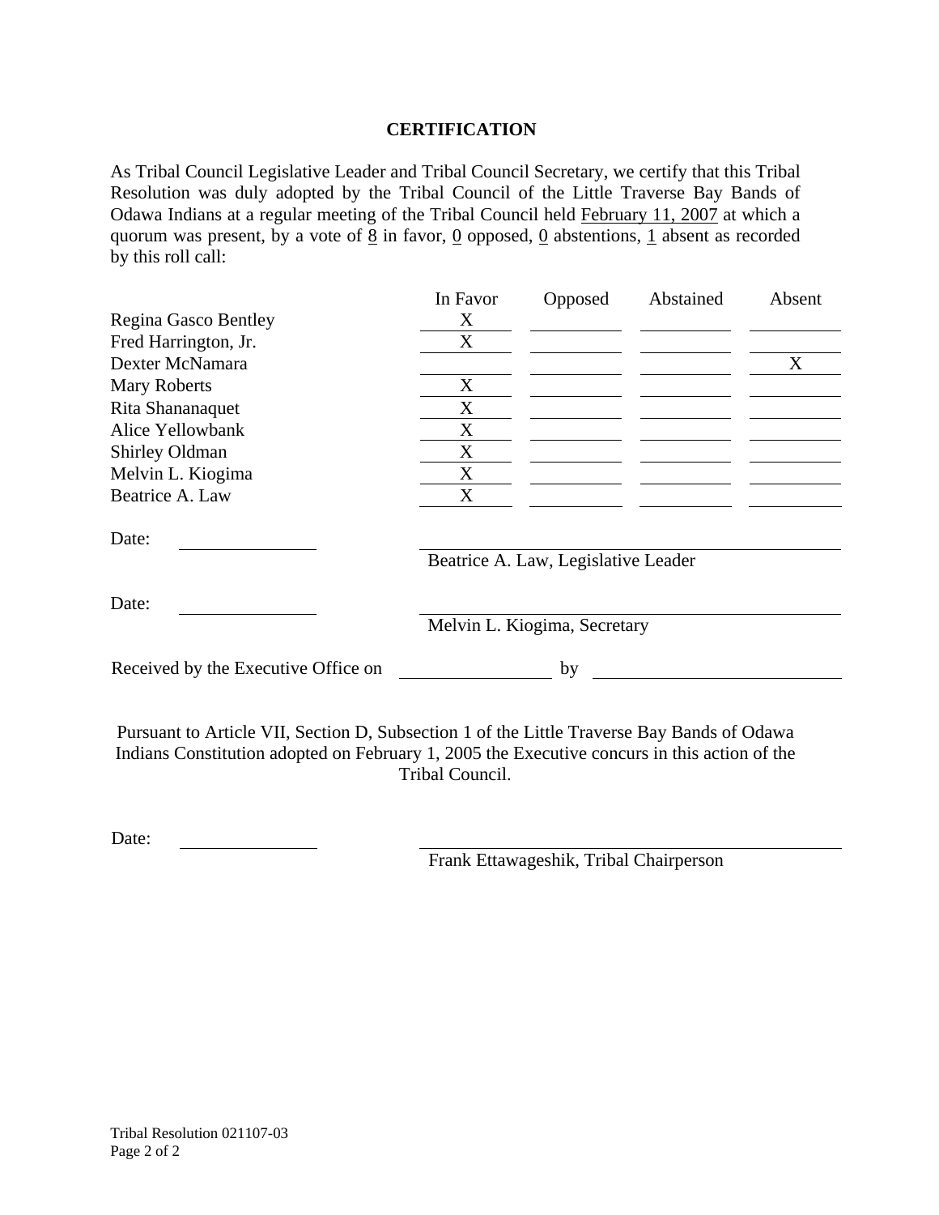**CERTIFICATION**

As Tribal Council Legislative Leader and Tribal Council Secretary, we certify that this Tribal Resolution was duly adopted by the Tribal Council of the Little Traverse Bay Bands of Odawa Indians at a regular meeting of the Tribal Council held February 11, 2007 at which a quorum was present, by a vote of 8 in favor, 0 opposed, 0 abstentions, 1 absent as recorded by this roll call:

| | In Favor | Opposed | Abstained | Absent |
|---|---|---|---|---|
| Regina Gasco Bentley | X | | | |
| Fred Harrington, Jr. | X | | | |
| Dexter McNamara | | | | X |
| Mary Roberts | X | | | |
| Rita Shananaquet | X | | | |
| Alice Yellowbank | X | | | |
| Shirley Oldman | X | | | |
| Melvin L. Kiogima | X | | | |
| Beatrice A. Law | X | | | |

Date: ______________ ________________________________
Beatrice A. Law, Legislative Leader

Date: ______________ ________________________________
Melvin L. Kiogima, Secretary

Received by the Executive Office on ______________ by ______________________

Pursuant to Article VII, Section D, Subsection 1 of the Little Traverse Bay Bands of Odawa Indians Constitution adopted on February 1, 2005 the Executive concurs in this action of the Tribal Council.

Date: ______________ ________________________________
Frank Ettawageshik, Tribal Chairperson

Tribal Resolution 021107-03